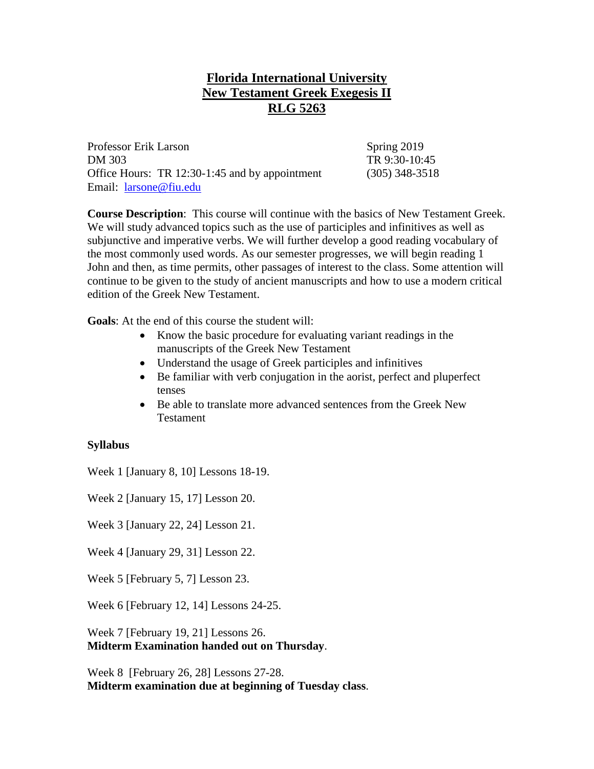# Florida International University
# New Testament Greek Exegesis II
# RLG 5263

Professor Erik Larson
DM 303
Office Hours: TR 12:30-1:45 and by appointment
Email: larsone@fiu.edu

Spring 2019
TR 9:30-10:45
(305) 348-3518

**Course Description**: This course will continue with the basics of New Testament Greek. We will study advanced topics such as the use of participles and infinitives as well as subjunctive and imperative verbs. We will further develop a good reading vocabulary of the most commonly used words. As our semester progresses, we will begin reading 1 John and then, as time permits, other passages of interest to the class. Some attention will continue to be given to the study of ancient manuscripts and how to use a modern critical edition of the Greek New Testament.

**Goals**: At the end of this course the student will:

- Know the basic procedure for evaluating variant readings in the manuscripts of the Greek New Testament
- Understand the usage of Greek participles and infinitives
- Be familiar with verb conjugation in the aorist, perfect and pluperfect tenses
- Be able to translate more advanced sentences from the Greek New Testament

**Syllabus**

Week 1 [January 8, 10] Lessons 18-19.

Week 2 [January 15, 17] Lesson 20.

Week 3 [January 22, 24] Lesson 21.

Week 4 [January 29, 31] Lesson 22.

Week 5 [February 5, 7] Lesson 23.

Week 6 [February 12, 14] Lessons 24-25.

Week 7 [February 19, 21] Lessons 26.
**Midterm Examination handed out on Thursday**.

Week 8 [February 26, 28] Lessons 27-28.
**Midterm examination due at beginning of Tuesday class**.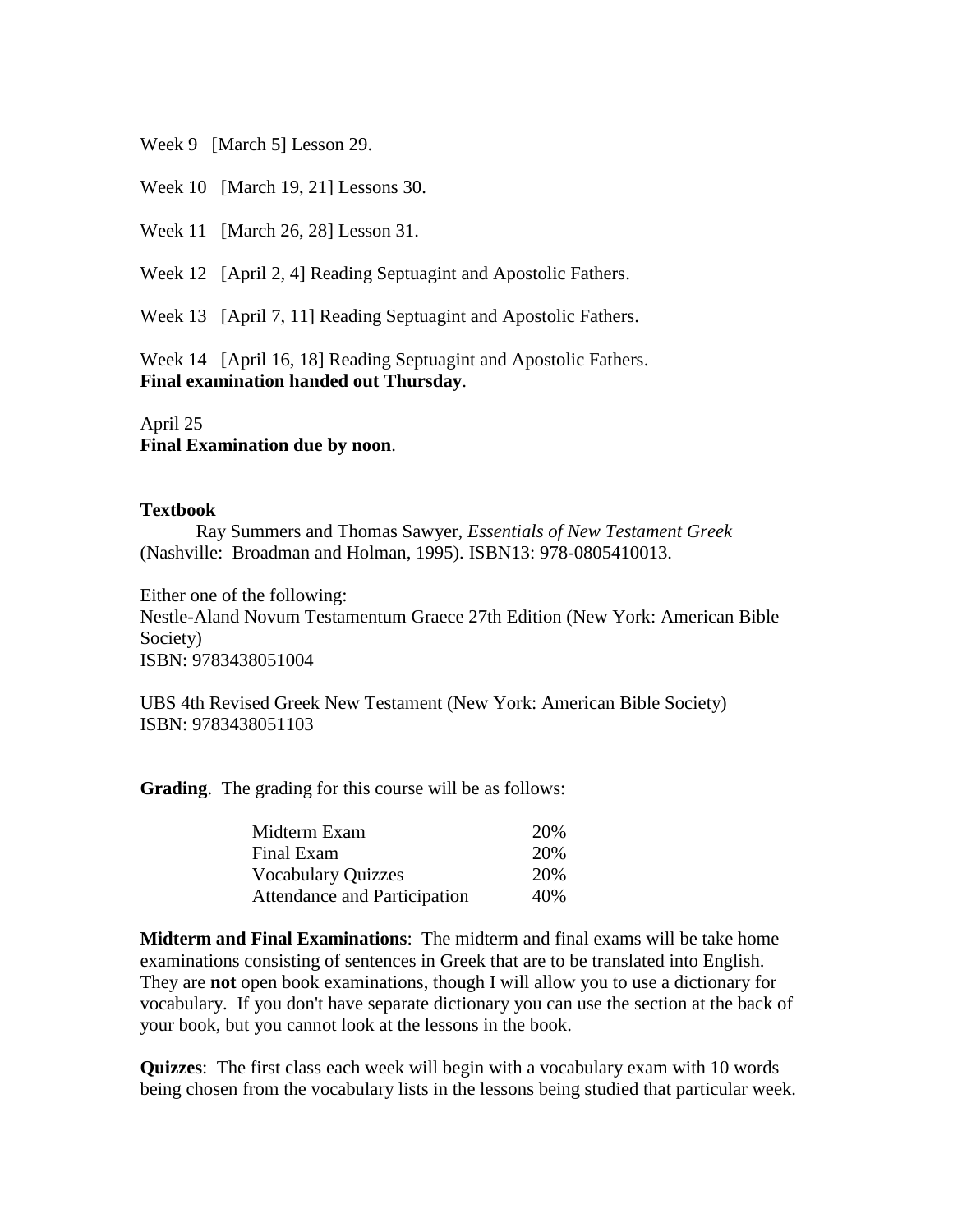Week 9 [March 5] Lesson 29.

Week 10 [March 19, 21] Lessons 30.

Week 11 [March 26, 28] Lesson 31.

Week 12 [April 2, 4] Reading Septuagint and Apostolic Fathers.

Week 13 [April 7, 11] Reading Septuagint and Apostolic Fathers.

Week 14 [April 16, 18] Reading Septuagint and Apostolic Fathers.
**Final examination handed out Thursday**.

April 25
**Final Examination due by noon**.

**Textbook**

Ray Summers and Thomas Sawyer, *Essentials of New Testament Greek* (Nashville: Broadman and Holman, 1995). ISBN13: 978-0805410013.

Either one of the following:
Nestle-Aland Novum Testamentum Graece 27th Edition (New York: American Bible Society)
ISBN: 9783438051004

UBS 4th Revised Greek New Testament (New York: American Bible Society)
ISBN: 9783438051103

**Grading**. The grading for this course will be as follows:

| | |
|---|---|
| Midterm Exam | 20% |
| Final Exam | 20% |
| Vocabulary Quizzes | 20% |
| Attendance and Participation | 40% |

**Midterm and Final Examinations**: The midterm and final exams will be take home examinations consisting of sentences in Greek that are to be translated into English. They are **not** open book examinations, though I will allow you to use a dictionary for vocabulary. If you don't have separate dictionary you can use the section at the back of your book, but you cannot look at the lessons in the book.

**Quizzes**: The first class each week will begin with a vocabulary exam with 10 words being chosen from the vocabulary lists in the lessons being studied that particular week.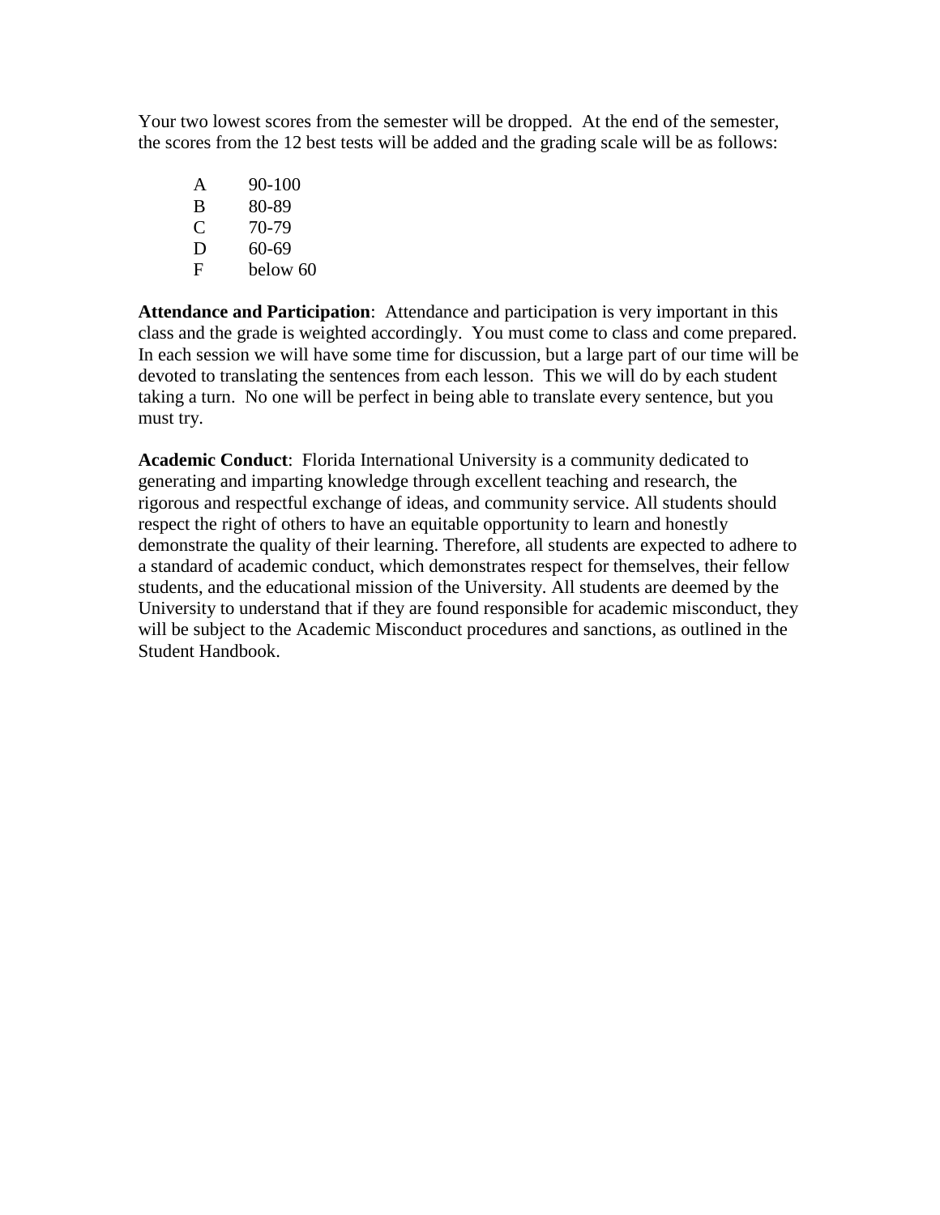Your two lowest scores from the semester will be dropped. At the end of the semester, the scores from the 12 best tests will be added and the grading scale will be as follows:

| | |
|---|---|
| A | 90-100 |
| B | 80-89 |
| C | 70-79 |
| D | 60-69 |
| F | below 60 |

**Attendance and Participation**: Attendance and participation is very important in this class and the grade is weighted accordingly. You must come to class and come prepared. In each session we will have some time for discussion, but a large part of our time will be devoted to translating the sentences from each lesson. This we will do by each student taking a turn. No one will be perfect in being able to translate every sentence, but you must try.

**Academic Conduct**: Florida International University is a community dedicated to generating and imparting knowledge through excellent teaching and research, the rigorous and respectful exchange of ideas, and community service. All students should respect the right of others to have an equitable opportunity to learn and honestly demonstrate the quality of their learning. Therefore, all students are expected to adhere to a standard of academic conduct, which demonstrates respect for themselves, their fellow students, and the educational mission of the University. All students are deemed by the University to understand that if they are found responsible for academic misconduct, they will be subject to the Academic Misconduct procedures and sanctions, as outlined in the Student Handbook.